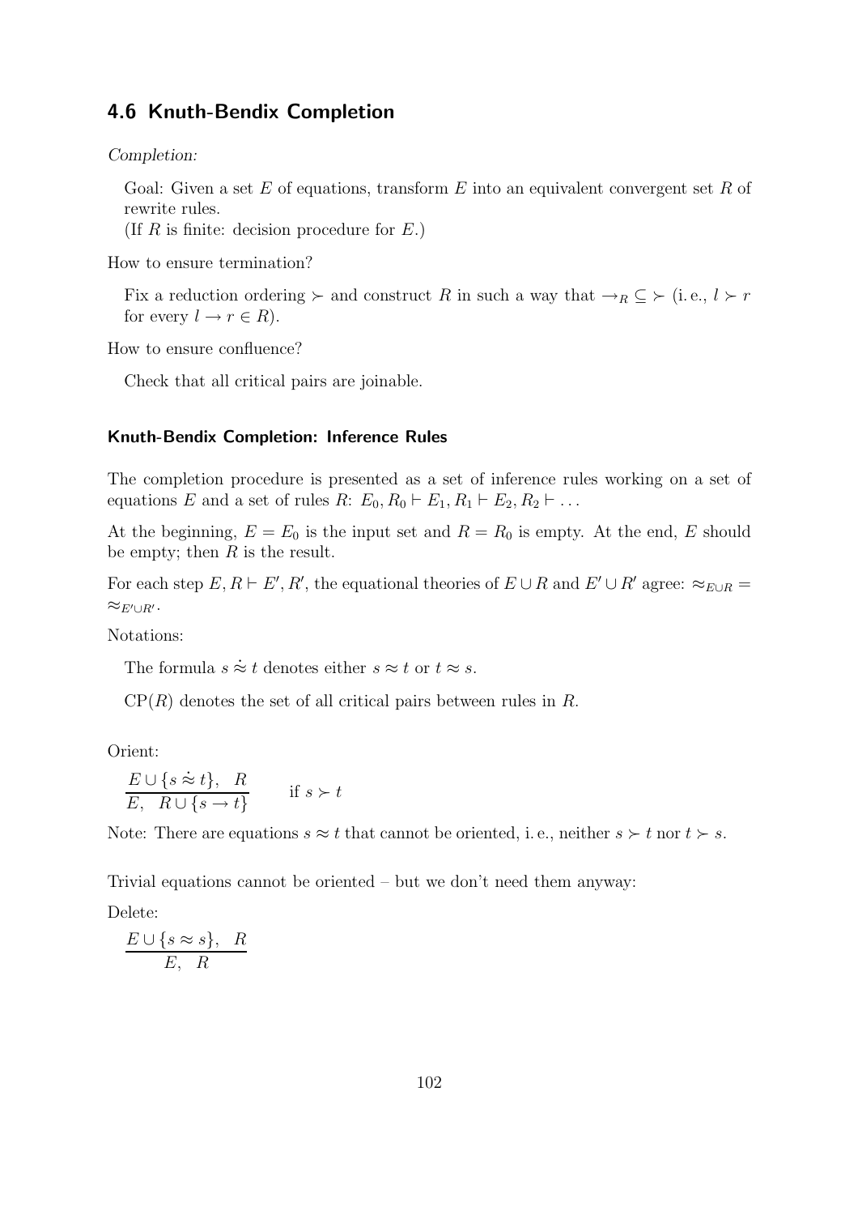## 4.6 Knuth-Bendix Completion

*Completion:*

Goal: Given a set $E$ of equations, transform $E$ into an equivalent convergent set $R$ of rewrite rules.
(If $R$ is finite: decision procedure for $E$.)

How to ensure termination?

Fix a reduction ordering $\succ$ and construct $R$ in such a way that $\rightarrow_R \subseteq \succ$ (i. e., $l \succ r$ for every $l \rightarrow r \in R$).

How to ensure confluence?

Check that all critical pairs are joinable.

### Knuth-Bendix Completion: Inference Rules

The completion procedure is presented as a set of inference rules working on a set of equations $E$ and a set of rules $R$: $E_0, R_0 \vdash E_1, R_1 \vdash E_2, R_2 \vdash \ldots$

At the beginning, $E = E_0$ is the input set and $R = R_0$ is empty. At the end, $E$ should be empty; then $R$ is the result.

For each step $E, R \vdash E', R'$, the equational theories of $E \cup R$ and $E' \cup R'$ agree: $\approx_{E \cup R} = \approx_{E' \cup R'}$.

Notations:

The formula $s \mathrel{\dot{\approx}} t$ denotes either $s \approx t$ or $t \approx s$.

$\mathrm{CP}(R)$ denotes the set of all critical pairs between rules in $R$.

Orient:

$$\frac{E \cup \{s \mathrel{\dot{\approx}} t\}, \quad R}{E, \quad R \cup \{s \rightarrow t\}} \qquad \text{if } s \succ t$$

Note: There are equations $s \approx t$ that cannot be oriented, i. e., neither $s \succ t$ nor $t \succ s$.

Trivial equations cannot be oriented – but we don't need them anyway:

Delete:

$$\frac{E \cup \{s \approx s\}, \quad R}{E, \quad R}$$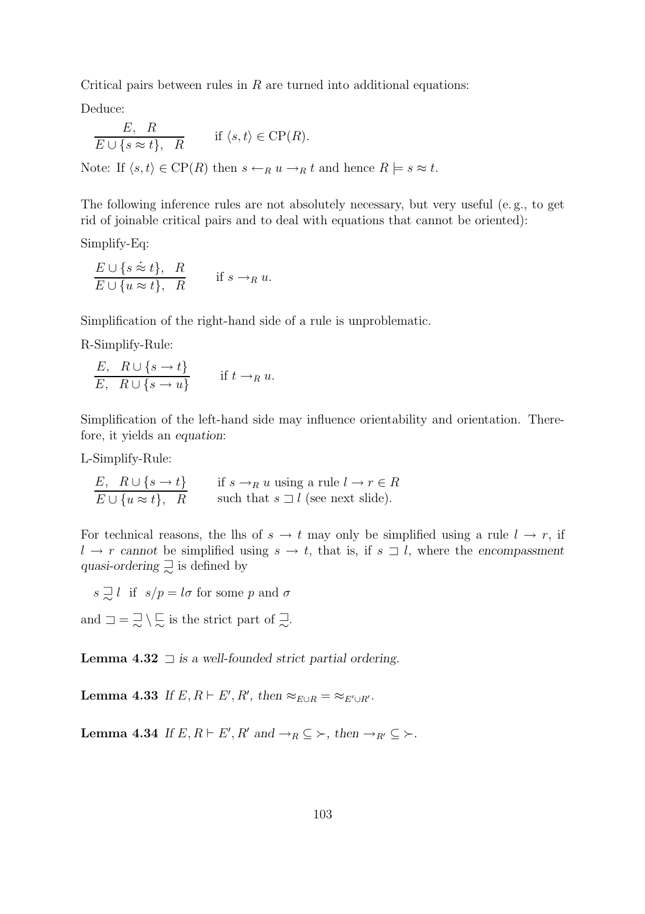Critical pairs between rules in $R$ are turned into additional equations:

Deduce:

$$\frac{E, \quad R}{E \cup \{s \approx t\}, \quad R} \qquad \text{if } \langle s, t \rangle \in \mathrm{CP}(R).$$

Note: If $\langle s, t \rangle \in \mathrm{CP}(R)$ then $s \leftarrow_R u \rightarrow_R t$ and hence $R \models s \approx t$.

The following inference rules are not absolutely necessary, but very useful (e. g., to get rid of joinable critical pairs and to deal with equations that cannot be oriented):

Simplify-Eq:

$$\frac{E \cup \{s \stackrel{.}{\approx} t\}, \quad R}{E \cup \{u \approx t\}, \quad R} \qquad \text{if } s \rightarrow_R u.$$

Simplification of the right-hand side of a rule is unproblematic.

R-Simplify-Rule:

$$\frac{E, \quad R \cup \{s \rightarrow t\}}{E, \quad R \cup \{s \rightarrow u\}} \qquad \text{if } t \rightarrow_R u.$$

Simplification of the left-hand side may influence orientability and orientation. Therefore, it yields an *equation*:

L-Simplify-Rule:

$$\frac{E, \quad R \cup \{s \rightarrow t\}}{E \cup \{u \approx t\}, \quad R} \qquad \begin{array}{l}\text{if } s \rightarrow_R u \text{ using a rule } l \rightarrow r \in R \\ \text{such that } s \sqsupset l \text{ (see next slide).}\end{array}$$

For technical reasons, the lhs of $s \rightarrow t$ may only be simplified using a rule $l \rightarrow r$, if $l \rightarrow r$ *cannot* be simplified using $s \rightarrow t$, that is, if $s \sqsupset l$, where the *encompassment quasi-ordering* $\sqsupseteq\!\!\!\!\sim$ is defined by

$s \mathrel{\underset{\sim}{\sqsupset}} l$ if $s/p = l\sigma$ for some $p$ and $\sigma$

and $\sqsupset = \mathrel{\underset{\sim}{\sqsupset}} \setminus \mathrel{\underset{\sim}{\sqsubset}}$ is the strict part of $\mathrel{\underset{\sim}{\sqsupset}}$.

**Lemma 4.32** *$\sqsupset$ is a well-founded strict partial ordering.*

**Lemma 4.33** *If $E, R \vdash E', R'$, then $\approx_{E \cup R} = \approx_{E' \cup R'}$.*

**Lemma 4.34** *If $E, R \vdash E', R'$ and $\rightarrow_R \subseteq \succ$, then $\rightarrow_{R'} \subseteq \succ$.*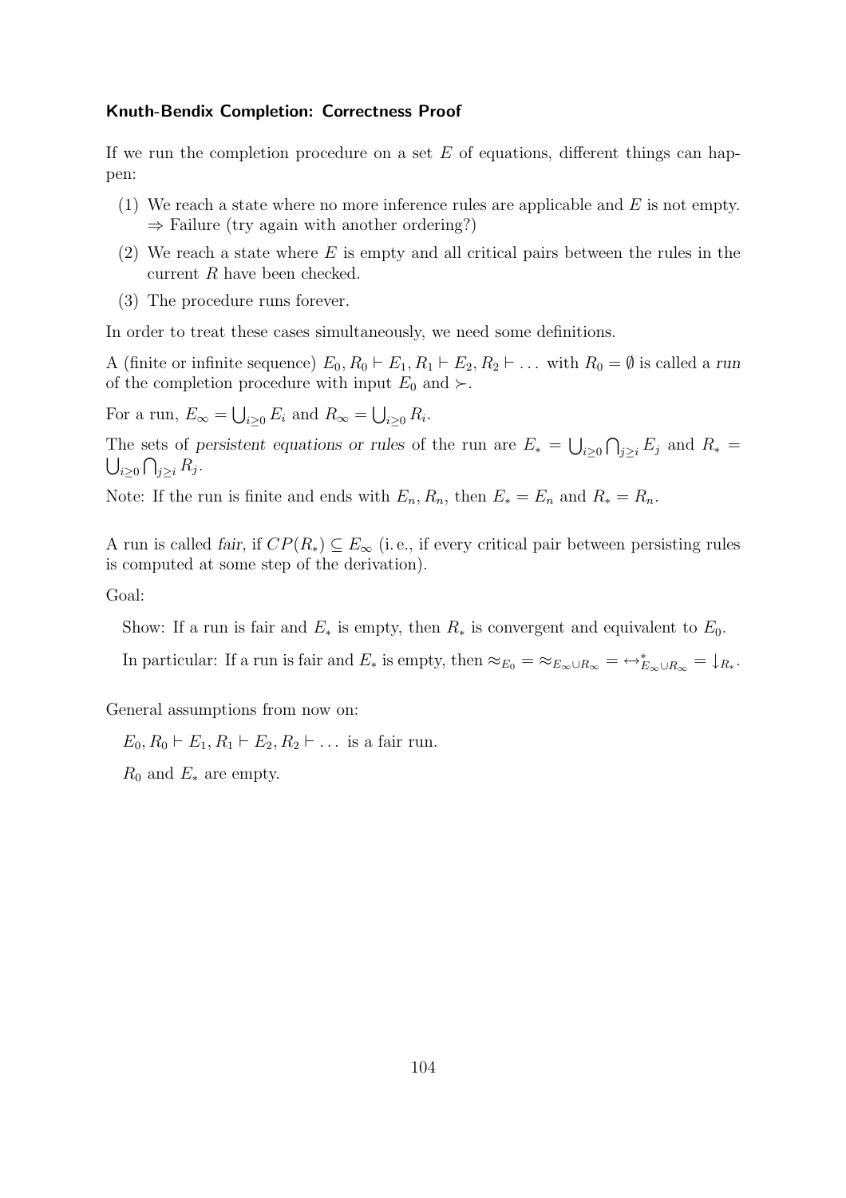### Knuth-Bendix Completion: Correctness Proof

If we run the completion procedure on a set $E$ of equations, different things can happen:

(1) We reach a state where no more inference rules are applicable and $E$ is not empty.
$\Rightarrow$ Failure (try again with another ordering?)

(2) We reach a state where $E$ is empty and all critical pairs between the rules in the current $R$ have been checked.

(3) The procedure runs forever.

In order to treat these cases simultaneously, we need some definitions.

A (finite or infinite sequence) $E_0, R_0 \vdash E_1, R_1 \vdash E_2, R_2 \vdash \ldots$ with $R_0 = \emptyset$ is called a *run* of the completion procedure with input $E_0$ and $\succ$.

For a run, $E_\infty = \bigcup_{i \geq 0} E_i$ and $R_\infty = \bigcup_{i \geq 0} R_i$.

The sets of *persistent equations or rules* of the run are $E_* = \bigcup_{i \geq 0} \bigcap_{j \geq i} E_j$ and $R_* = \bigcup_{i \geq 0} \bigcap_{j \geq i} R_j$.

Note: If the run is finite and ends with $E_n, R_n$, then $E_* = E_n$ and $R_* = R_n$.

A run is called *fair*, if $CP(R_*) \subseteq E_\infty$ (i.e., if every critical pair between persisting rules is computed at some step of the derivation).

Goal:

Show: If a run is fair and $E_*$ is empty, then $R_*$ is convergent and equivalent to $E_0$.

In particular: If a run is fair and $E_*$ is empty, then $\approx_{E_0} = \approx_{E_\infty \cup R_\infty} = \leftrightarrow^*_{E_\infty \cup R_\infty} = \downarrow_{R_*}$.

General assumptions from now on:

$E_0, R_0 \vdash E_1, R_1 \vdash E_2, R_2 \vdash \ldots$ is a fair run.

$R_0$ and $E_*$ are empty.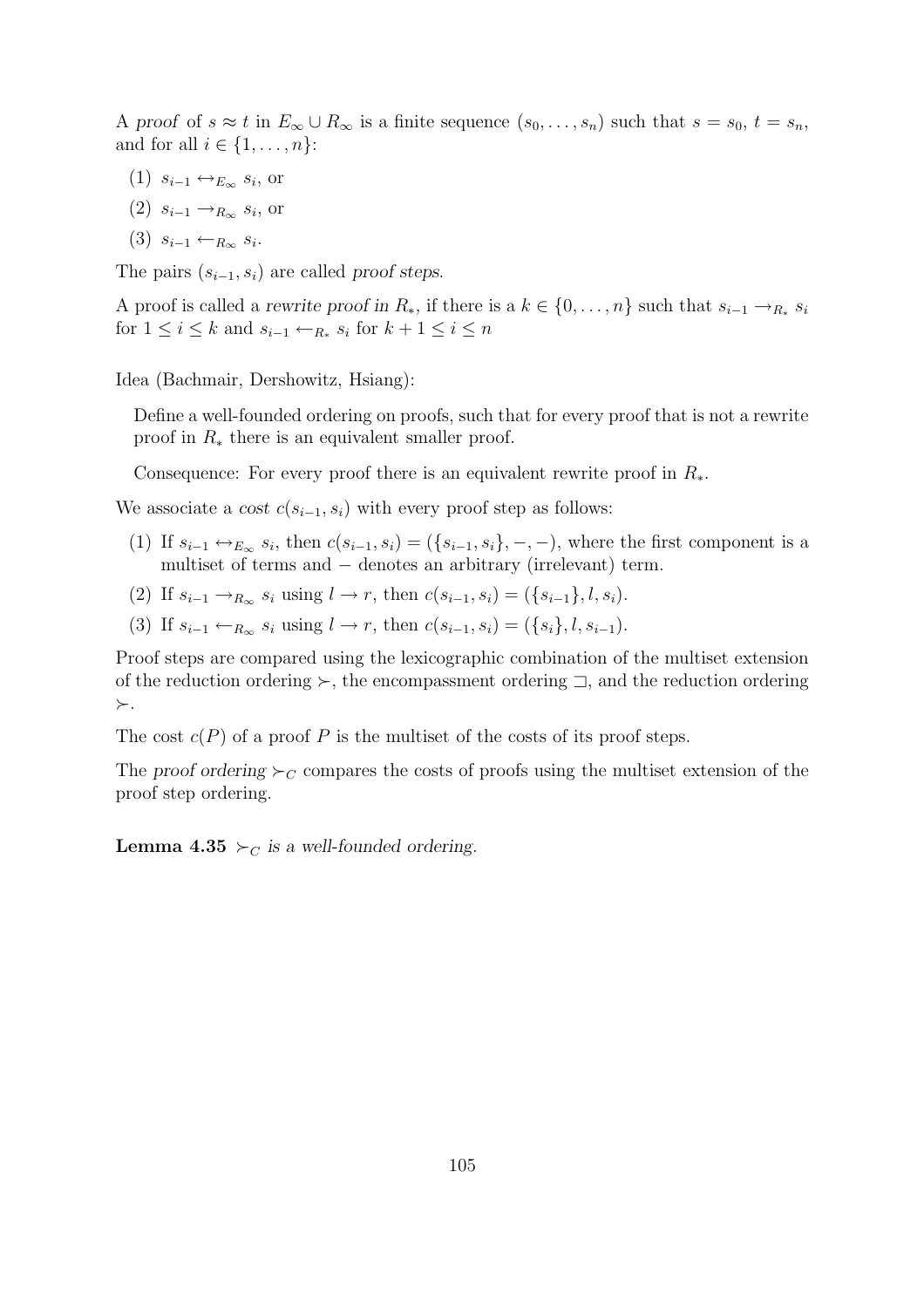A *proof* of $s \approx t$ in $E_\infty \cup R_\infty$ is a finite sequence $(s_0, \ldots, s_n)$ such that $s = s_0$, $t = s_n$, and for all $i \in \{1, \ldots, n\}$:

(1) $s_{i-1} \leftrightarrow_{E_\infty} s_i$, or

(2) $s_{i-1} \rightarrow_{R_\infty} s_i$, or

(3) $s_{i-1} \leftarrow_{R_\infty} s_i$.

The pairs $(s_{i-1}, s_i)$ are called *proof steps*.

A proof is called a *rewrite proof in* $R_*$, if there is a $k \in \{0, \ldots, n\}$ such that $s_{i-1} \rightarrow_{R_*} s_i$ for $1 \leq i \leq k$ and $s_{i-1} \leftarrow_{R_*} s_i$ for $k+1 \leq i \leq n$

Idea (Bachmair, Dershowitz, Hsiang):

> Define a well-founded ordering on proofs, such that for every proof that is not a rewrite proof in $R_*$ there is an equivalent smaller proof.
>
> Consequence: For every proof there is an equivalent rewrite proof in $R_*$.

We associate a *cost* $c(s_{i-1}, s_i)$ with every proof step as follows:

(1) If $s_{i-1} \leftrightarrow_{E_\infty} s_i$, then $c(s_{i-1}, s_i) = (\{s_{i-1}, s_i\}, -, -)$, where the first component is a multiset of terms and $-$ denotes an arbitrary (irrelevant) term.

(2) If $s_{i-1} \rightarrow_{R_\infty} s_i$ using $l \rightarrow r$, then $c(s_{i-1}, s_i) = (\{s_{i-1}\}, l, s_i)$.

(3) If $s_{i-1} \leftarrow_{R_\infty} s_i$ using $l \rightarrow r$, then $c(s_{i-1}, s_i) = (\{s_i\}, l, s_{i-1})$.

Proof steps are compared using the lexicographic combination of the multiset extension of the reduction ordering $\succ$, the encompassment ordering $\sqsupset$, and the reduction ordering $\succ$.

The cost $c(P)$ of a proof $P$ is the multiset of the costs of its proof steps.

The *proof ordering* $\succ_C$ compares the costs of proofs using the multiset extension of the proof step ordering.

**Lemma 4.35** *$\succ_C$ is a well-founded ordering.*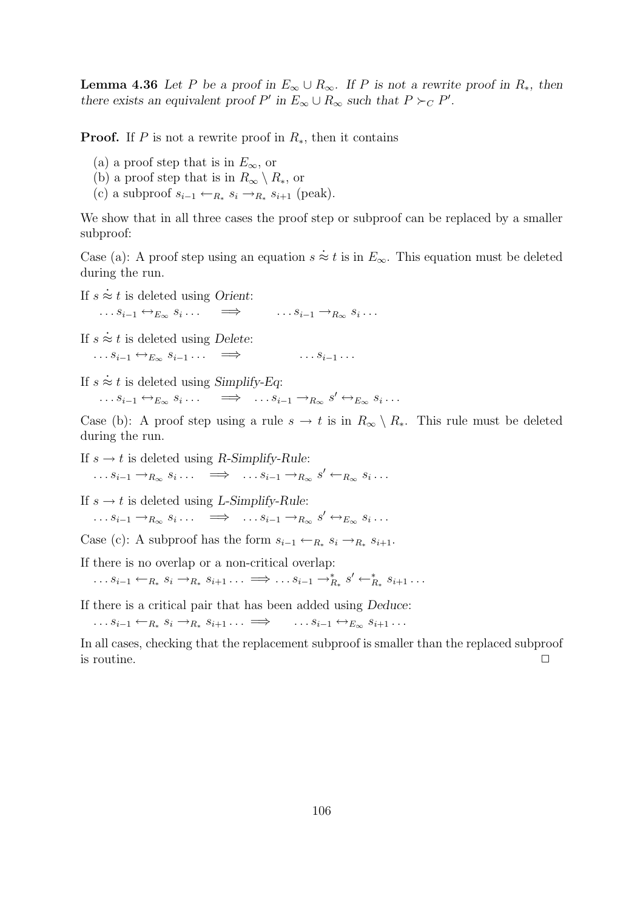**Lemma 4.36** *Let $P$ be a proof in $E_\infty \cup R_\infty$. If $P$ is not a rewrite proof in $R_*$, then there exists an equivalent proof $P'$ in $E_\infty \cup R_\infty$ such that $P \succ_C P'$.*

**Proof.** If $P$ is not a rewrite proof in $R_*$, then it contains

(a) a proof step that is in $E_\infty$, or
(b) a proof step that is in $R_\infty \setminus R_*$, or
(c) a subproof $s_{i-1} \leftarrow_{R_*} s_i \rightarrow_{R_*} s_{i+1}$ (peak).

We show that in all three cases the proof step or subproof can be replaced by a smaller subproof:

Case (a): A proof step using an equation $s \dot{\approx} t$ is in $E_\infty$. This equation must be deleted during the run.

If $s \dot{\approx} t$ is deleted using *Orient*:

$$\dots s_{i-1} \leftrightarrow_{E_\infty} s_i \dots \quad \Longrightarrow \quad \dots s_{i-1} \rightarrow_{R_\infty} s_i \dots$$

If $s \dot{\approx} t$ is deleted using *Delete*:

$$\dots s_{i-1} \leftrightarrow_{E_\infty} s_{i-1} \dots \quad \Longrightarrow \quad \dots s_{i-1} \dots$$

If $s \dot{\approx} t$ is deleted using *Simplify-Eq*:

$$\dots s_{i-1} \leftrightarrow_{E_\infty} s_i \dots \quad \Longrightarrow \quad \dots s_{i-1} \rightarrow_{R_\infty} s' \leftrightarrow_{E_\infty} s_i \dots$$

Case (b): A proof step using a rule $s \rightarrow t$ is in $R_\infty \setminus R_*$. This rule must be deleted during the run.

If $s \rightarrow t$ is deleted using *R-Simplify-Rule*:

$$\dots s_{i-1} \rightarrow_{R_\infty} s_i \dots \quad \Longrightarrow \quad \dots s_{i-1} \rightarrow_{R_\infty} s' \leftarrow_{R_\infty} s_i \dots$$

If $s \rightarrow t$ is deleted using *L-Simplify-Rule*:

$$\dots s_{i-1} \rightarrow_{R_\infty} s_i \dots \quad \Longrightarrow \quad \dots s_{i-1} \rightarrow_{R_\infty} s' \leftrightarrow_{E_\infty} s_i \dots$$

Case (c): A subproof has the form $s_{i-1} \leftarrow_{R_*} s_i \rightarrow_{R_*} s_{i+1}$.

If there is no overlap or a non-critical overlap:

$$\dots s_{i-1} \leftarrow_{R_*} s_i \rightarrow_{R_*} s_{i+1} \dots \Longrightarrow \dots s_{i-1} \rightarrow^*_{R_*} s' \leftarrow^*_{R_*} s_{i+1} \dots$$

If there is a critical pair that has been added using *Deduce*:

$$\dots s_{i-1} \leftarrow_{R_*} s_i \rightarrow_{R_*} s_{i+1} \dots \Longrightarrow \quad \dots s_{i-1} \leftrightarrow_{E_\infty} s_{i+1} \dots$$

In all cases, checking that the replacement subproof is smaller than the replaced subproof is routine. □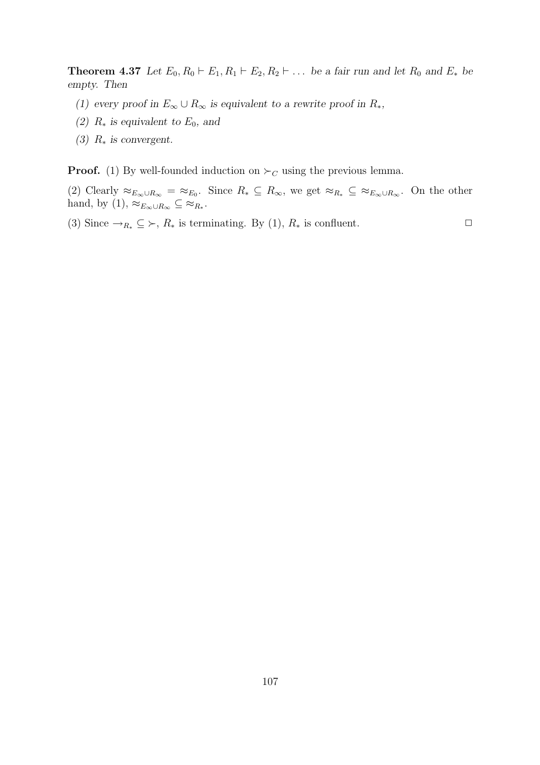**Theorem 4.37** *Let $E_0, R_0 \vdash E_1, R_1 \vdash E_2, R_2 \vdash \ldots$ be a fair run and let $R_0$ and $E_*$ be empty. Then*

*(1) every proof in $E_\infty \cup R_\infty$ is equivalent to a rewrite proof in $R_*$,*

*(2) $R_*$ is equivalent to $E_0$, and*

*(3) $R_*$ is convergent.*

**Proof.** (1) By well-founded induction on $\succ_C$ using the previous lemma.

(2) Clearly $\approx_{E_\infty \cup R_\infty} = \approx_{E_0}$. Since $R_* \subseteq R_\infty$, we get $\approx_{R_*} \subseteq \approx_{E_\infty \cup R_\infty}$. On the other hand, by (1), $\approx_{E_\infty \cup R_\infty} \subseteq \approx_{R_*}$.

(3) Since $\rightarrow_{R_*} \subseteq \succ$, $R_*$ is terminating. By (1), $R_*$ is confluent. $\square$